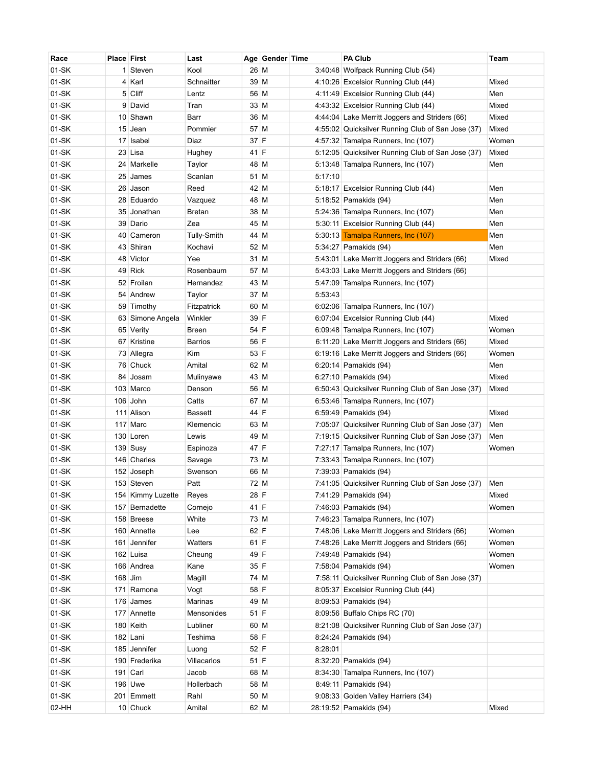| Race | Place | First | Last | Age | Gender | Time | PA Club | Team |
|---|---|---|---|---|---|---|---|---|
| 01-SK | 1 | Steven | Kool | 26 | M | 3:40:48 | Wolfpack Running Club (54) | |
| 01-SK | 4 | Karl | Schnaitter | 39 | M | 4:10:26 | Excelsior Running Club (44) | Mixed |
| 01-SK | 5 | Cliff | Lentz | 56 | M | 4:11:49 | Excelsior Running Club (44) | Men |
| 01-SK | 9 | David | Tran | 33 | M | 4:43:32 | Excelsior Running Club (44) | Mixed |
| 01-SK | 10 | Shawn | Barr | 36 | M | 4:44:04 | Lake Merritt Joggers and Striders (66) | Mixed |
| 01-SK | 15 | Jean | Pommier | 57 | M | 4:55:02 | Quicksilver Running Club of San Jose (37) | Mixed |
| 01-SK | 17 | Isabel | Diaz | 37 | F | 4:57:32 | Tamalpa Runners, Inc (107) | Women |
| 01-SK | 23 | Lisa | Hughey | 41 | F | 5:12:05 | Quicksilver Running Club of San Jose (37) | Mixed |
| 01-SK | 24 | Markelle | Taylor | 48 | M | 5:13:48 | Tamalpa Runners, Inc (107) | Men |
| 01-SK | 25 | James | Scanlan | 51 | M | 5:17:10 | | |
| 01-SK | 26 | Jason | Reed | 42 | M | 5:18:17 | Excelsior Running Club (44) | Men |
| 01-SK | 28 | Eduardo | Vazquez | 48 | M | 5:18:52 | Pamakids (94) | Men |
| 01-SK | 35 | Jonathan | Bretan | 38 | M | 5:24:36 | Tamalpa Runners, Inc (107) | Men |
| 01-SK | 39 | Dario | Zea | 45 | M | 5:30:11 | Excelsior Running Club (44) | Men |
| 01-SK | 40 | Cameron | Tully-Smith | 44 | M | 5:30:13 | Tamalpa Runners, Inc (107) | Men |
| 01-SK | 43 | Shiran | Kochavi | 52 | M | 5:34:27 | Pamakids (94) | Men |
| 01-SK | 48 | Victor | Yee | 31 | M | 5:43:01 | Lake Merritt Joggers and Striders (66) | Mixed |
| 01-SK | 49 | Rick | Rosenbaum | 57 | M | 5:43:03 | Lake Merritt Joggers and Striders (66) | |
| 01-SK | 52 | Froilan | Hernandez | 43 | M | 5:47:09 | Tamalpa Runners, Inc (107) | |
| 01-SK | 54 | Andrew | Taylor | 37 | M | 5:53:43 | | |
| 01-SK | 59 | Timothy | Fitzpatrick | 60 | M | 6:02:06 | Tamalpa Runners, Inc (107) | |
| 01-SK | 63 | Simone Angela | Winkler | 39 | F | 6:07:04 | Excelsior Running Club (44) | Mixed |
| 01-SK | 65 | Verity | Breen | 54 | F | 6:09:48 | Tamalpa Runners, Inc (107) | Women |
| 01-SK | 67 | Kristine | Barrios | 56 | F | 6:11:20 | Lake Merritt Joggers and Striders (66) | Mixed |
| 01-SK | 73 | Allegra | Kim | 53 | F | 6:19:16 | Lake Merritt Joggers and Striders (66) | Women |
| 01-SK | 76 | Chuck | Amital | 62 | M | 6:20:14 | Pamakids (94) | Men |
| 01-SK | 84 | Josam | Mulinyawe | 43 | M | 6:27:10 | Pamakids (94) | Mixed |
| 01-SK | 103 | Marco | Denson | 56 | M | 6:50:43 | Quicksilver Running Club of San Jose (37) | Mixed |
| 01-SK | 106 | John | Catts | 67 | M | 6:53:46 | Tamalpa Runners, Inc (107) | |
| 01-SK | 111 | Alison | Bassett | 44 | F | 6:59:49 | Pamakids (94) | Mixed |
| 01-SK | 117 | Marc | Klemencic | 63 | M | 7:05:07 | Quicksilver Running Club of San Jose (37) | Men |
| 01-SK | 130 | Loren | Lewis | 49 | M | 7:19:15 | Quicksilver Running Club of San Jose (37) | Men |
| 01-SK | 139 | Susy | Espinoza | 47 | F | 7:27:17 | Tamalpa Runners, Inc (107) | Women |
| 01-SK | 146 | Charles | Savage | 73 | M | 7:33:43 | Tamalpa Runners, Inc (107) | |
| 01-SK | 152 | Joseph | Swenson | 66 | M | 7:39:03 | Pamakids (94) | |
| 01-SK | 153 | Steven | Patt | 72 | M | 7:41:05 | Quicksilver Running Club of San Jose (37) | Men |
| 01-SK | 154 | Kimmy Luzette | Reyes | 28 | F | 7:41:29 | Pamakids (94) | Mixed |
| 01-SK | 157 | Bernadette | Cornejo | 41 | F | 7:46:03 | Pamakids (94) | Women |
| 01-SK | 158 | Breese | White | 73 | M | 7:46:23 | Tamalpa Runners, Inc (107) | |
| 01-SK | 160 | Annette | Lee | 62 | F | 7:48:06 | Lake Merritt Joggers and Striders (66) | Women |
| 01-SK | 161 | Jennifer | Watters | 61 | F | 7:48:26 | Lake Merritt Joggers and Striders (66) | Women |
| 01-SK | 162 | Luisa | Cheung | 49 | F | 7:49:48 | Pamakids (94) | Women |
| 01-SK | 166 | Andrea | Kane | 35 | F | 7:58:04 | Pamakids (94) | Women |
| 01-SK | 168 | Jim | Magill | 74 | M | 7:58:11 | Quicksilver Running Club of San Jose (37) | |
| 01-SK | 171 | Ramona | Vogt | 58 | F | 8:05:37 | Excelsior Running Club (44) | |
| 01-SK | 176 | James | Marinas | 49 | M | 8:09:53 | Pamakids (94) | |
| 01-SK | 177 | Annette | Mensonides | 51 | F | 8:09:56 | Buffalo Chips RC (70) | |
| 01-SK | 180 | Keith | Lubliner | 60 | M | 8:21:08 | Quicksilver Running Club of San Jose (37) | |
| 01-SK | 182 | Lani | Teshima | 58 | F | 8:24:24 | Pamakids (94) | |
| 01-SK | 185 | Jennifer | Luong | 52 | F | 8:28:01 | | |
| 01-SK | 190 | Frederika | Villacarlos | 51 | F | 8:32:20 | Pamakids (94) | |
| 01-SK | 191 | Carl | Jacob | 68 | M | 8:34:30 | Tamalpa Runners, Inc (107) | |
| 01-SK | 196 | Uwe | Hollerbach | 58 | M | 8:49:11 | Pamakids (94) | |
| 01-SK | 201 | Emmett | Rahl | 50 | M | 9:08:33 | Golden Valley Harriers (34) | |
| 02-HH | 10 | Chuck | Amital | 62 | M | 28:19:52 | Pamakids (94) | Mixed |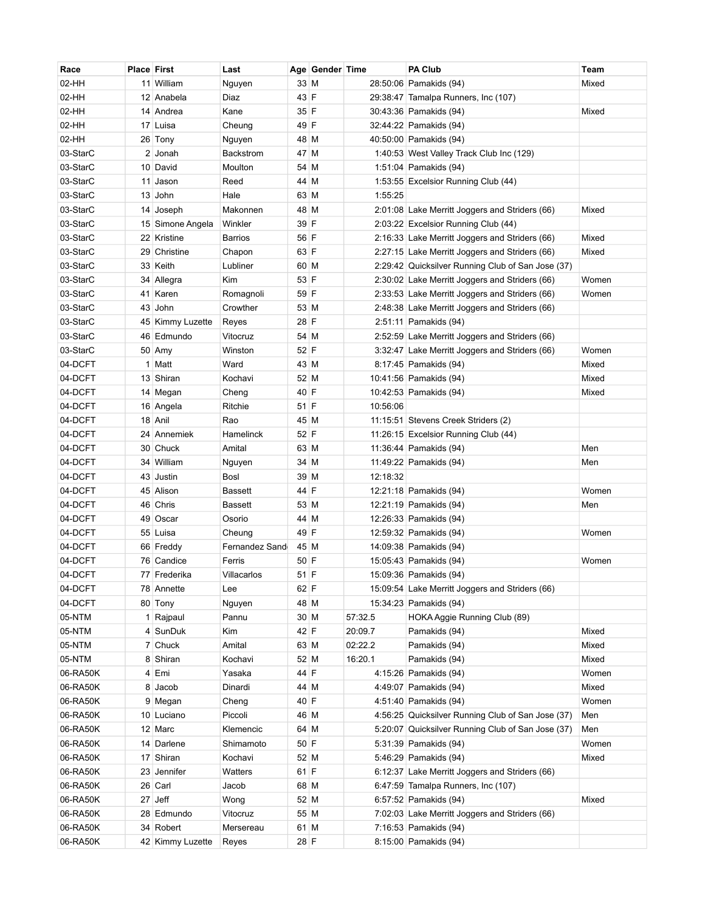| Race | Place | First | Last | Age | Gender | Time | PA Club | Team |
|---|---|---|---|---|---|---|---|---|
| 02-HH | 11 | William | Nguyen | 33 | M | 28:50:06 | Pamakids (94) | Mixed |
| 02-HH | 12 | Anabela | Diaz | 43 | F | 29:38:47 | Tamalpa Runners, Inc (107) | |
| 02-HH | 14 | Andrea | Kane | 35 | F | 30:43:36 | Pamakids (94) | Mixed |
| 02-HH | 17 | Luisa | Cheung | 49 | F | 32:44:22 | Pamakids (94) | |
| 02-HH | 26 | Tony | Nguyen | 48 | M | 40:50:00 | Pamakids (94) | |
| 03-StarC | 2 | Jonah | Backstrom | 47 | M | 1:40:53 | West Valley Track Club Inc (129) | |
| 03-StarC | 10 | David | Moulton | 54 | M | 1:51:04 | Pamakids (94) | |
| 03-StarC | 11 | Jason | Reed | 44 | M | 1:53:55 | Excelsior Running Club (44) | |
| 03-StarC | 13 | John | Hale | 63 | M | 1:55:25 | | |
| 03-StarC | 14 | Joseph | Makonnen | 48 | M | 2:01:08 | Lake Merritt Joggers and Striders (66) | Mixed |
| 03-StarC | 15 | Simone Angela | Winkler | 39 | F | 2:03:22 | Excelsior Running Club (44) | |
| 03-StarC | 22 | Kristine | Barrios | 56 | F | 2:16:33 | Lake Merritt Joggers and Striders (66) | Mixed |
| 03-StarC | 29 | Christine | Chapon | 63 | F | 2:27:15 | Lake Merritt Joggers and Striders (66) | Mixed |
| 03-StarC | 33 | Keith | Lubliner | 60 | M | 2:29:42 | Quicksilver Running Club of San Jose (37) | |
| 03-StarC | 34 | Allegra | Kim | 53 | F | 2:30:02 | Lake Merritt Joggers and Striders (66) | Women |
| 03-StarC | 41 | Karen | Romagnoli | 59 | F | 2:33:53 | Lake Merritt Joggers and Striders (66) | Women |
| 03-StarC | 43 | John | Crowther | 53 | M | 2:48:38 | Lake Merritt Joggers and Striders (66) | |
| 03-StarC | 45 | Kimmy Luzette | Reyes | 28 | F | 2:51:11 | Pamakids (94) | |
| 03-StarC | 46 | Edmundo | Vitocruz | 54 | M | 2:52:59 | Lake Merritt Joggers and Striders (66) | |
| 03-StarC | 50 | Amy | Winston | 52 | F | 3:32:47 | Lake Merritt Joggers and Striders (66) | Women |
| 04-DCFT | 1 | Matt | Ward | 43 | M | 8:17:45 | Pamakids (94) | Mixed |
| 04-DCFT | 13 | Shiran | Kochavi | 52 | M | 10:41:56 | Pamakids (94) | Mixed |
| 04-DCFT | 14 | Megan | Cheng | 40 | F | 10:42:53 | Pamakids (94) | Mixed |
| 04-DCFT | 16 | Angela | Ritchie | 51 | F | 10:56:06 | | |
| 04-DCFT | 18 | Anil | Rao | 45 | M | 11:15:51 | Stevens Creek Striders (2) | |
| 04-DCFT | 24 | Annemiek | Hamelinck | 52 | F | 11:26:15 | Excelsior Running Club (44) | |
| 04-DCFT | 30 | Chuck | Amital | 63 | M | 11:36:44 | Pamakids (94) | Men |
| 04-DCFT | 34 | William | Nguyen | 34 | M | 11:49:22 | Pamakids (94) | Men |
| 04-DCFT | 43 | Justin | Bosl | 39 | M | 12:18:32 | | |
| 04-DCFT | 45 | Alison | Bassett | 44 | F | 12:21:18 | Pamakids (94) | Women |
| 04-DCFT | 46 | Chris | Bassett | 53 | M | 12:21:19 | Pamakids (94) | Men |
| 04-DCFT | 49 | Oscar | Osorio | 44 | M | 12:26:33 | Pamakids (94) | |
| 04-DCFT | 55 | Luisa | Cheung | 49 | F | 12:59:32 | Pamakids (94) | Women |
| 04-DCFT | 66 | Freddy | Fernandez Sand | 45 | M | 14:09:38 | Pamakids (94) | |
| 04-DCFT | 76 | Candice | Ferris | 50 | F | 15:05:43 | Pamakids (94) | Women |
| 04-DCFT | 77 | Frederika | Villacarlos | 51 | F | 15:09:36 | Pamakids (94) | |
| 04-DCFT | 78 | Annette | Lee | 62 | F | 15:09:54 | Lake Merritt Joggers and Striders (66) | |
| 04-DCFT | 80 | Tony | Nguyen | 48 | M | 15:34:23 | Pamakids (94) | |
| 05-NTM | 1 | Rajpaul | Pannu | 30 | M | 57:32.5 | HOKA Aggie Running Club (89) | |
| 05-NTM | 4 | SunDuk | Kim | 42 | F | 20:09.7 | Pamakids (94) | Mixed |
| 05-NTM | 7 | Chuck | Amital | 63 | M | 02:22.2 | Pamakids (94) | Mixed |
| 05-NTM | 8 | Shiran | Kochavi | 52 | M | 16:20.1 | Pamakids (94) | Mixed |
| 06-RA50K | 4 | Emi | Yasaka | 44 | F | 4:15:26 | Pamakids (94) | Women |
| 06-RA50K | 8 | Jacob | Dinardi | 44 | M | 4:49:07 | Pamakids (94) | Mixed |
| 06-RA50K | 9 | Megan | Cheng | 40 | F | 4:51:40 | Pamakids (94) | Women |
| 06-RA50K | 10 | Luciano | Piccoli | 46 | M | 4:56:25 | Quicksilver Running Club of San Jose (37) | Men |
| 06-RA50K | 12 | Marc | Klemencic | 64 | M | 5:20:07 | Quicksilver Running Club of San Jose (37) | Men |
| 06-RA50K | 14 | Darlene | Shimamoto | 50 | F | 5:31:39 | Pamakids (94) | Women |
| 06-RA50K | 17 | Shiran | Kochavi | 52 | M | 5:46:29 | Pamakids (94) | Mixed |
| 06-RA50K | 23 | Jennifer | Watters | 61 | F | 6:12:37 | Lake Merritt Joggers and Striders (66) | |
| 06-RA50K | 26 | Carl | Jacob | 68 | M | 6:47:59 | Tamalpa Runners, Inc (107) | |
| 06-RA50K | 27 | Jeff | Wong | 52 | M | 6:57:52 | Pamakids (94) | Mixed |
| 06-RA50K | 28 | Edmundo | Vitocruz | 55 | M | 7:02:03 | Lake Merritt Joggers and Striders (66) | |
| 06-RA50K | 34 | Robert | Mersereau | 61 | M | 7:16:53 | Pamakids (94) | |
| 06-RA50K | 42 | Kimmy Luzette | Reyes | 28 | F | 8:15:00 | Pamakids (94) | |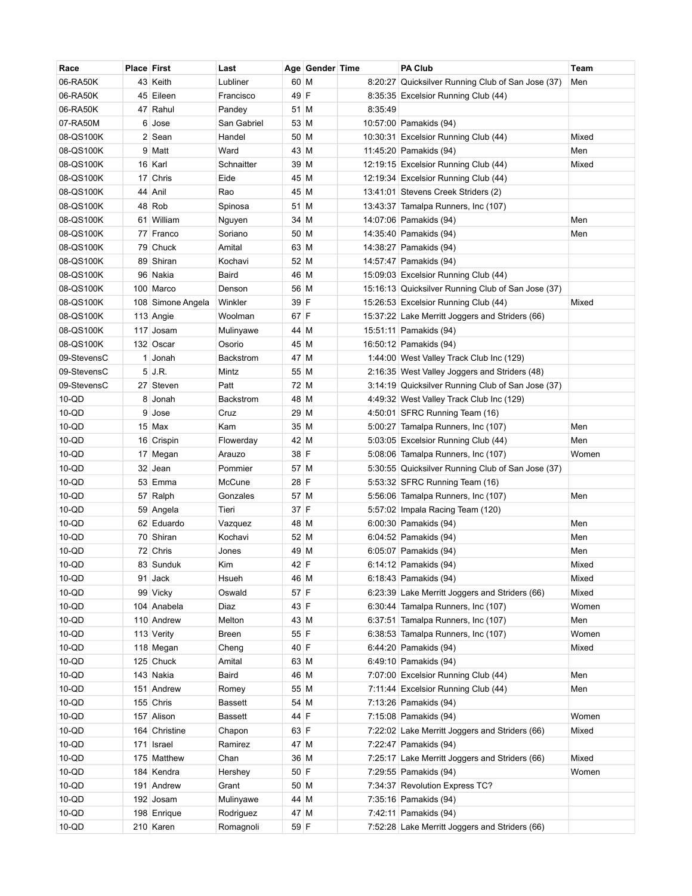| Race | Place | First | Last | Age | Gender | Time | PA Club | Team |
|---|---|---|---|---|---|---|---|---|
| 06-RA50K | 43 | Keith | Lubliner | 60 | M | 8:20:27 | Quicksilver Running Club of San Jose (37) | Men |
| 06-RA50K | 45 | Eileen | Francisco | 49 | F | 8:35:35 | Excelsior Running Club (44) | |
| 06-RA50K | 47 | Rahul | Pandey | 51 | M | 8:35:49 | | |
| 07-RA50M | 6 | Jose | San Gabriel | 53 | M | 10:57:00 | Pamakids (94) | |
| 08-QS100K | 2 | Sean | Handel | 50 | M | 10:30:31 | Excelsior Running Club (44) | Mixed |
| 08-QS100K | 9 | Matt | Ward | 43 | M | 11:45:20 | Pamakids (94) | Men |
| 08-QS100K | 16 | Karl | Schnaitter | 39 | M | 12:19:15 | Excelsior Running Club (44) | Mixed |
| 08-QS100K | 17 | Chris | Eide | 45 | M | 12:19:34 | Excelsior Running Club (44) | |
| 08-QS100K | 44 | Anil | Rao | 45 | M | 13:41:01 | Stevens Creek Striders (2) | |
| 08-QS100K | 48 | Rob | Spinosa | 51 | M | 13:43:37 | Tamalpa Runners, Inc (107) | |
| 08-QS100K | 61 | William | Nguyen | 34 | M | 14:07:06 | Pamakids (94) | Men |
| 08-QS100K | 77 | Franco | Soriano | 50 | M | 14:35:40 | Pamakids (94) | Men |
| 08-QS100K | 79 | Chuck | Amital | 63 | M | 14:38:27 | Pamakids (94) | |
| 08-QS100K | 89 | Shiran | Kochavi | 52 | M | 14:57:47 | Pamakids (94) | |
| 08-QS100K | 96 | Nakia | Baird | 46 | M | 15:09:03 | Excelsior Running Club (44) | |
| 08-QS100K | 100 | Marco | Denson | 56 | M | 15:16:13 | Quicksilver Running Club of San Jose (37) | |
| 08-QS100K | 108 | Simone Angela | Winkler | 39 | F | 15:26:53 | Excelsior Running Club (44) | Mixed |
| 08-QS100K | 113 | Angie | Woolman | 67 | F | 15:37:22 | Lake Merritt Joggers and Striders (66) | |
| 08-QS100K | 117 | Josam | Mulinyawe | 44 | M | 15:51:11 | Pamakids (94) | |
| 08-QS100K | 132 | Oscar | Osorio | 45 | M | 16:50:12 | Pamakids (94) | |
| 09-StevensC | 1 | Jonah | Backstrom | 47 | M | 1:44:00 | West Valley Track Club Inc (129) | |
| 09-StevensC | 5 | J.R. | Mintz | 55 | M | 2:16:35 | West Valley Joggers and Striders (48) | |
| 09-StevensC | 27 | Steven | Patt | 72 | M | 3:14:19 | Quicksilver Running Club of San Jose (37) | |
| 10-QD | 8 | Jonah | Backstrom | 48 | M | 4:49:32 | West Valley Track Club Inc (129) | |
| 10-QD | 9 | Jose | Cruz | 29 | M | 4:50:01 | SFRC Running Team (16) | |
| 10-QD | 15 | Max | Kam | 35 | M | 5:00:27 | Tamalpa Runners, Inc (107) | Men |
| 10-QD | 16 | Crispin | Flowerday | 42 | M | 5:03:05 | Excelsior Running Club (44) | Men |
| 10-QD | 17 | Megan | Arauzo | 38 | F | 5:08:06 | Tamalpa Runners, Inc (107) | Women |
| 10-QD | 32 | Jean | Pommier | 57 | M | 5:30:55 | Quicksilver Running Club of San Jose (37) | |
| 10-QD | 53 | Emma | McCune | 28 | F | 5:53:32 | SFRC Running Team (16) | |
| 10-QD | 57 | Ralph | Gonzales | 57 | M | 5:56:06 | Tamalpa Runners, Inc (107) | Men |
| 10-QD | 59 | Angela | Tieri | 37 | F | 5:57:02 | Impala Racing Team (120) | |
| 10-QD | 62 | Eduardo | Vazquez | 48 | M | 6:00:30 | Pamakids (94) | Men |
| 10-QD | 70 | Shiran | Kochavi | 52 | M | 6:04:52 | Pamakids (94) | Men |
| 10-QD | 72 | Chris | Jones | 49 | M | 6:05:07 | Pamakids (94) | Men |
| 10-QD | 83 | Sunduk | Kim | 42 | F | 6:14:12 | Pamakids (94) | Mixed |
| 10-QD | 91 | Jack | Hsueh | 46 | M | 6:18:43 | Pamakids (94) | Mixed |
| 10-QD | 99 | Vicky | Oswald | 57 | F | 6:23:39 | Lake Merritt Joggers and Striders (66) | Mixed |
| 10-QD | 104 | Anabela | Diaz | 43 | F | 6:30:44 | Tamalpa Runners, Inc (107) | Women |
| 10-QD | 110 | Andrew | Melton | 43 | M | 6:37:51 | Tamalpa Runners, Inc (107) | Men |
| 10-QD | 113 | Verity | Breen | 55 | F | 6:38:53 | Tamalpa Runners, Inc (107) | Women |
| 10-QD | 118 | Megan | Cheng | 40 | F | 6:44:20 | Pamakids (94) | Mixed |
| 10-QD | 125 | Chuck | Amital | 63 | M | 6:49:10 | Pamakids (94) | |
| 10-QD | 143 | Nakia | Baird | 46 | M | 7:07:00 | Excelsior Running Club (44) | Men |
| 10-QD | 151 | Andrew | Romey | 55 | M | 7:11:44 | Excelsior Running Club (44) | Men |
| 10-QD | 155 | Chris | Bassett | 54 | M | 7:13:26 | Pamakids (94) | |
| 10-QD | 157 | Alison | Bassett | 44 | F | 7:15:08 | Pamakids (94) | Women |
| 10-QD | 164 | Christine | Chapon | 63 | F | 7:22:02 | Lake Merritt Joggers and Striders (66) | Mixed |
| 10-QD | 171 | Israel | Ramirez | 47 | M | 7:22:47 | Pamakids (94) | |
| 10-QD | 175 | Matthew | Chan | 36 | M | 7:25:17 | Lake Merritt Joggers and Striders (66) | Mixed |
| 10-QD | 184 | Kendra | Hershey | 50 | F | 7:29:55 | Pamakids (94) | Women |
| 10-QD | 191 | Andrew | Grant | 50 | M | 7:34:37 | Revolution Express TC? | |
| 10-QD | 192 | Josam | Mulinyawe | 44 | M | 7:35:16 | Pamakids (94) | |
| 10-QD | 198 | Enrique | Rodriguez | 47 | M | 7:42:11 | Pamakids (94) | |
| 10-QD | 210 | Karen | Romagnoli | 59 | F | 7:52:28 | Lake Merritt Joggers and Striders (66) | |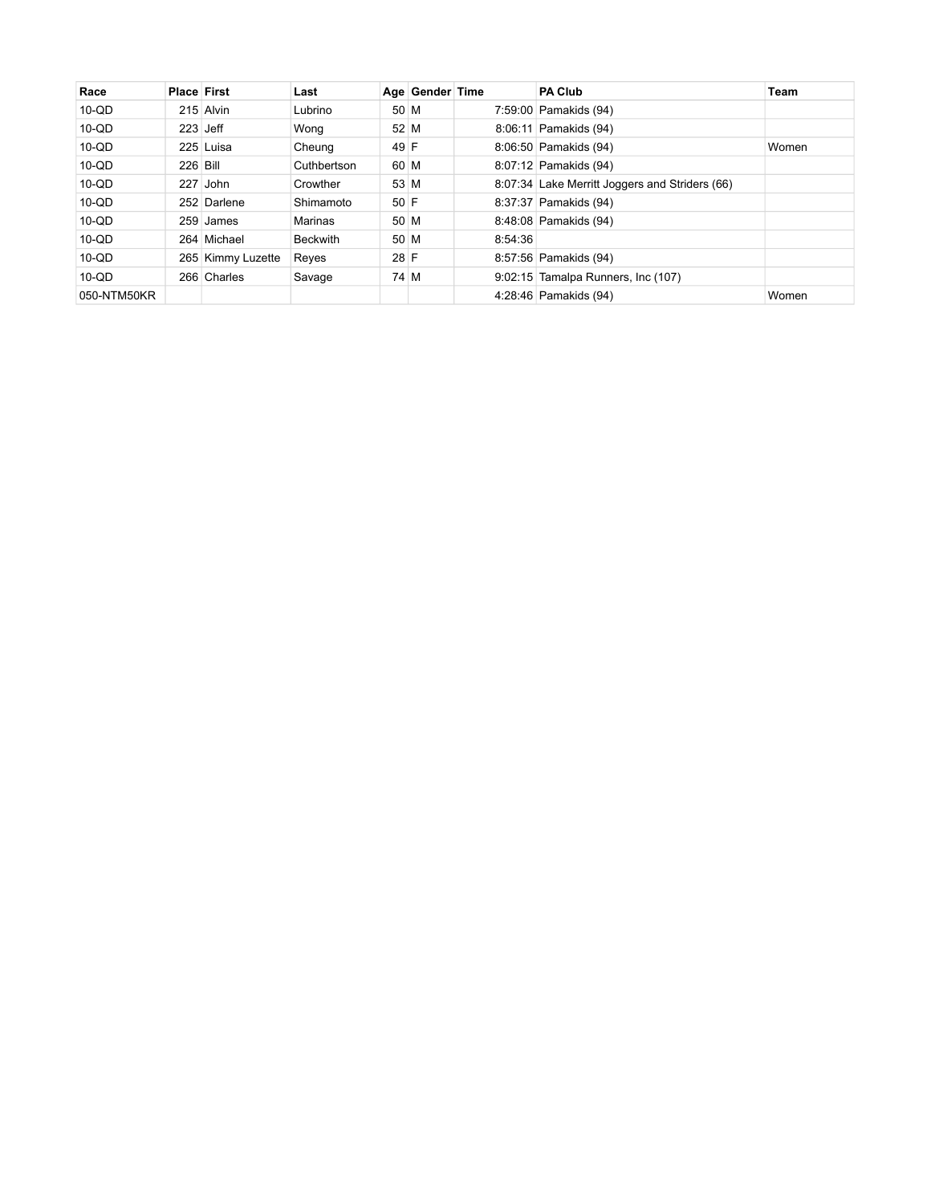| Race | Place | First | Last | Age | Gender | Time | PA Club | Team |
|---|---|---|---|---|---|---|---|---|
| 10-QD | 215 | Alvin | Lubrino | 50 | M | 7:59:00 | Pamakids (94) | |
| 10-QD | 223 | Jeff | Wong | 52 | M | 8:06:11 | Pamakids (94) | |
| 10-QD | 225 | Luisa | Cheung | 49 | F | 8:06:50 | Pamakids (94) | Women |
| 10-QD | 226 | Bill | Cuthbertson | 60 | M | 8:07:12 | Pamakids (94) | |
| 10-QD | 227 | John | Crowther | 53 | M | 8:07:34 | Lake Merritt Joggers and Striders (66) | |
| 10-QD | 252 | Darlene | Shimamoto | 50 | F | 8:37:37 | Pamakids (94) | |
| 10-QD | 259 | James | Marinas | 50 | M | 8:48:08 | Pamakids (94) | |
| 10-QD | 264 | Michael | Beckwith | 50 | M | 8:54:36 | | |
| 10-QD | 265 | Kimmy Luzette | Reyes | 28 | F | 8:57:56 | Pamakids (94) | |
| 10-QD | 266 | Charles | Savage | 74 | M | 9:02:15 | Tamalpa Runners, Inc (107) | |
| 050-NTM50KR | | | | | | 4:28:46 | Pamakids (94) | Women |